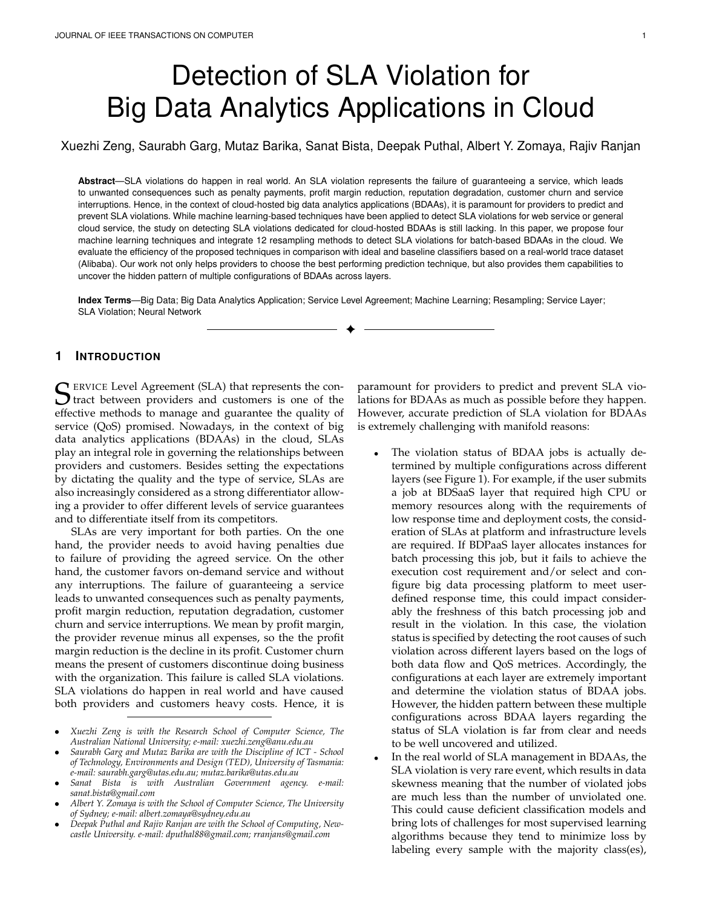# Detection of SLA Violation for Big Data Analytics Applications in Cloud

Xuezhi Zeng, Saurabh Garg, Mutaz Barika, Sanat Bista, Deepak Puthal, Albert Y. Zomaya, Rajiv Ranjan

**Abstract**—SLA violations do happen in real world. An SLA violation represents the failure of guaranteeing a service, which leads to unwanted consequences such as penalty payments, profit margin reduction, reputation degradation, customer churn and service interruptions. Hence, in the context of cloud-hosted big data analytics applications (BDAAs), it is paramount for providers to predict and prevent SLA violations. While machine learning-based techniques have been applied to detect SLA violations for web service or general cloud service, the study on detecting SLA violations dedicated for cloud-hosted BDAAs is still lacking. In this paper, we propose four machine learning techniques and integrate 12 resampling methods to detect SLA violations for batch-based BDAAs in the cloud. We evaluate the efficiency of the proposed techniques in comparison with ideal and baseline classifiers based on a real-world trace dataset (Alibaba). Our work not only helps providers to choose the best performing prediction technique, but also provides them capabilities to uncover the hidden pattern of multiple configurations of BDAAs across layers.

**Index Terms**—Big Data; Big Data Analytics Application; Service Level Agreement; Machine Learning; Resampling; Service Layer; SLA Violation; Neural Network

## 1 Introduction

Service Level Agreement (SLA) that represents the contract between providers and customers is one of the effective methods to manage and guarantee the quality of service (QoS) promised. Nowadays, in the context of big data analytics applications (BDAAs) in the cloud, SLAs play an integral role in governing the relationships between providers and customers. Besides setting the expectations by dictating the quality and the type of service, SLAs are also increasingly considered as a strong differentiator allowing a provider to offer different levels of service guarantees and to differentiate itself from its competitors.

SLAs are very important for both parties. On the one hand, the provider needs to avoid having penalties due to failure of providing the agreed service. On the other hand, the customer favors on-demand service and without any interruptions. The failure of guaranteeing a service leads to unwanted consequences such as penalty payments, profit margin reduction, reputation degradation, customer churn and service interruptions. We mean by profit margin, the provider revenue minus all expenses, so the the profit margin reduction is the decline in its profit. Customer churn means the present of customers discontinue doing business with the organization. This failure is called SLA violations. SLA violations do happen in real world and have caused both providers and customers heavy costs. Hence, it is paramount for providers to predict and prevent SLA violations for BDAAs as much as possible before they happen. However, accurate prediction of SLA violation for BDAAs is extremely challenging with manifold reasons:

- The violation status of BDAA jobs is actually determined by multiple configurations across different layers (see Figure 1). For example, if the user submits a job at BDSaaS layer that required high CPU or memory resources along with the requirements of low response time and deployment costs, the consideration of SLAs at platform and infrastructure levels are required. If BDPaaS layer allocates instances for batch processing this job, but it fails to achieve the execution cost requirement and/or select and configure big data processing platform to meet user-defined response time, this could impact considerably the freshness of this batch processing job and result in the violation. In this case, the violation status is specified by detecting the root causes of such violation across different layers based on the logs of both data flow and QoS metrices. Accordingly, the configurations at each layer are extremely important and determine the violation status of BDAA jobs. However, the hidden pattern between these multiple configurations across BDAA layers regarding the status of SLA violation is far from clear and needs to be well uncovered and utilized.
- In the real world of SLA management in BDAAs, the SLA violation is very rare event, which results in data skewness meaning that the number of violated jobs are much less than the number of unviolated one. This could cause deficient classification models and bring lots of challenges for most supervised learning algorithms because they tend to minimize loss by labeling every sample with the majority class(es),

---

- *Xuezhi Zeng is with the Research School of Computer Science, The Australian National University; e-mail: xuezhi.zeng@anu.edu.au*
- *Saurabh Garg and Mutaz Barika are with the Discipline of ICT - School of Technology, Environments and Design (TED), University of Tasmania: e-mail: saurabh.garg@utas.edu.au; mutaz.barika@utas.edu.au*
- *Sanat Bista is with Australian Government agency. e-mail: sanat.bista@gmail.com*
- *Albert Y. Zomaya is with the School of Computer Science, The University of Sydney; e-mail: albert.zomaya@sydney.edu.au*
- *Deepak Puthal and Rajiv Ranjan are with the School of Computing, Newcastle University. e-mail: dputhal88@gmail.com; rranjans@gmail.com*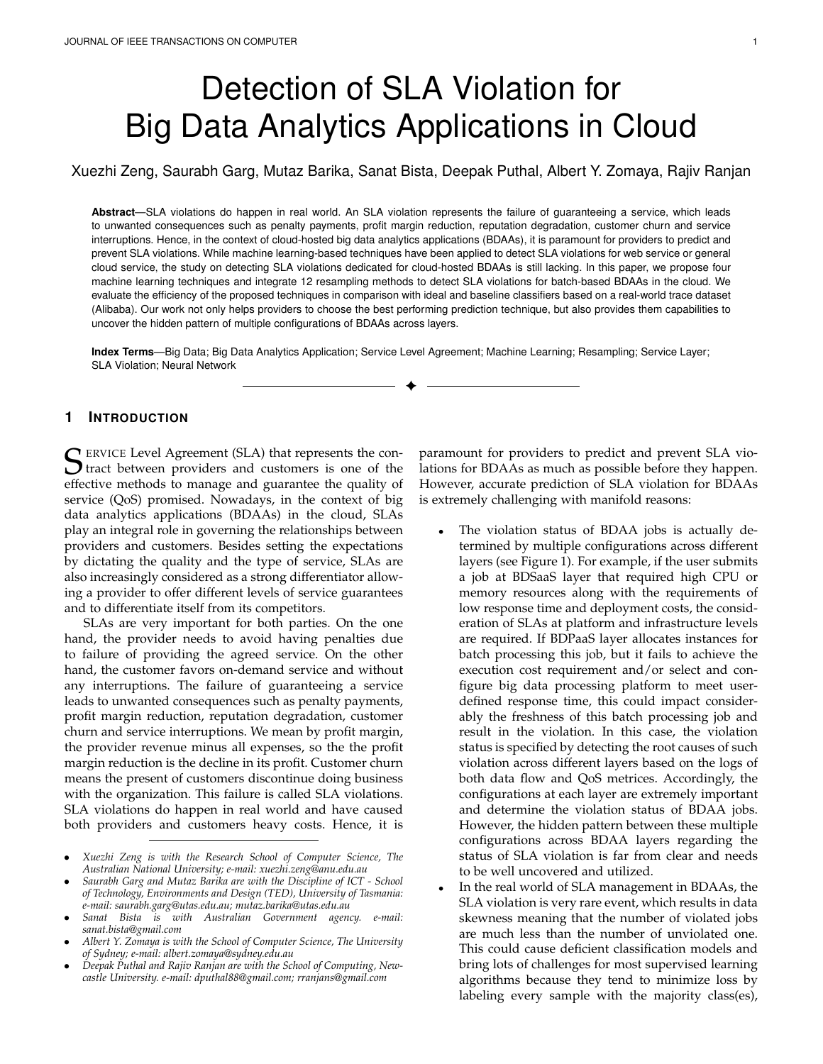# Detection of SLA Violation for Big Data Analytics Applications in Cloud

Xuezhi Zeng, Saurabh Garg, Mutaz Barika, Sanat Bista, Deepak Puthal, Albert Y. Zomaya, Rajiv Ranjan

**Abstract**—SLA violations do happen in real world. An SLA violation represents the failure of guaranteeing a service, which leads to unwanted consequences such as penalty payments, profit margin reduction, reputation degradation, customer churn and service interruptions. Hence, in the context of cloud-hosted big data analytics applications (BDAAs), it is paramount for providers to predict and prevent SLA violations. While machine learning-based techniques have been applied to detect SLA violations for web service or general cloud service, the study on detecting SLA violations dedicated for cloud-hosted BDAAs is still lacking. In this paper, we propose four machine learning techniques and integrate 12 resampling methods to detect SLA violations for batch-based BDAAs in the cloud. We evaluate the efficiency of the proposed techniques in comparison with ideal and baseline classifiers based on a real-world trace dataset (Alibaba). Our work not only helps providers to choose the best performing prediction technique, but also provides them capabilities to uncover the hidden pattern of multiple configurations of BDAAs across layers.

**Index Terms**—Big Data; Big Data Analytics Application; Service Level Agreement; Machine Learning; Resampling; Service Layer; SLA Violation; Neural Network

## 1 Introduction

Service Level Agreement (SLA) that represents the contract between providers and customers is one of the effective methods to manage and guarantee the quality of service (QoS) promised. Nowadays, in the context of big data analytics applications (BDAAs) in the cloud, SLAs play an integral role in governing the relationships between providers and customers. Besides setting the expectations by dictating the quality and the type of service, SLAs are also increasingly considered as a strong differentiator allowing a provider to offer different levels of service guarantees and to differentiate itself from its competitors.

SLAs are very important for both parties. On the one hand, the provider needs to avoid having penalties due to failure of providing the agreed service. On the other hand, the customer favors on-demand service and without any interruptions. The failure of guaranteeing a service leads to unwanted consequences such as penalty payments, profit margin reduction, reputation degradation, customer churn and service interruptions. We mean by profit margin, the provider revenue minus all expenses, so the the profit margin reduction is the decline in its profit. Customer churn means the present of customers discontinue doing business with the organization. This failure is called SLA violations. SLA violations do happen in real world and have caused both providers and customers heavy costs. Hence, it is paramount for providers to predict and prevent SLA violations for BDAAs as much as possible before they happen. However, accurate prediction of SLA violation for BDAAs is extremely challenging with manifold reasons:

- The violation status of BDAA jobs is actually determined by multiple configurations across different layers (see Figure 1). For example, if the user submits a job at BDSaaS layer that required high CPU or memory resources along with the requirements of low response time and deployment costs, the consideration of SLAs at platform and infrastructure levels are required. If BDPaaS layer allocates instances for batch processing this job, but it fails to achieve the execution cost requirement and/or select and configure big data processing platform to meet user-defined response time, this could impact considerably the freshness of this batch processing job and result in the violation. In this case, the violation status is specified by detecting the root causes of such violation across different layers based on the logs of both data flow and QoS metrices. Accordingly, the configurations at each layer are extremely important and determine the violation status of BDAA jobs. However, the hidden pattern between these multiple configurations across BDAA layers regarding the status of SLA violation is far from clear and needs to be well uncovered and utilized.
- In the real world of SLA management in BDAAs, the SLA violation is very rare event, which results in data skewness meaning that the number of violated jobs are much less than the number of unviolated one. This could cause deficient classification models and bring lots of challenges for most supervised learning algorithms because they tend to minimize loss by labeling every sample with the majority class(es),

---

- *Xuezhi Zeng is with the Research School of Computer Science, The Australian National University; e-mail: xuezhi.zeng@anu.edu.au*
- *Saurabh Garg and Mutaz Barika are with the Discipline of ICT - School of Technology, Environments and Design (TED), University of Tasmania: e-mail: saurabh.garg@utas.edu.au; mutaz.barika@utas.edu.au*
- *Sanat Bista is with Australian Government agency. e-mail: sanat.bista@gmail.com*
- *Albert Y. Zomaya is with the School of Computer Science, The University of Sydney; e-mail: albert.zomaya@sydney.edu.au*
- *Deepak Puthal and Rajiv Ranjan are with the School of Computing, Newcastle University. e-mail: dputhal88@gmail.com; rranjans@gmail.com*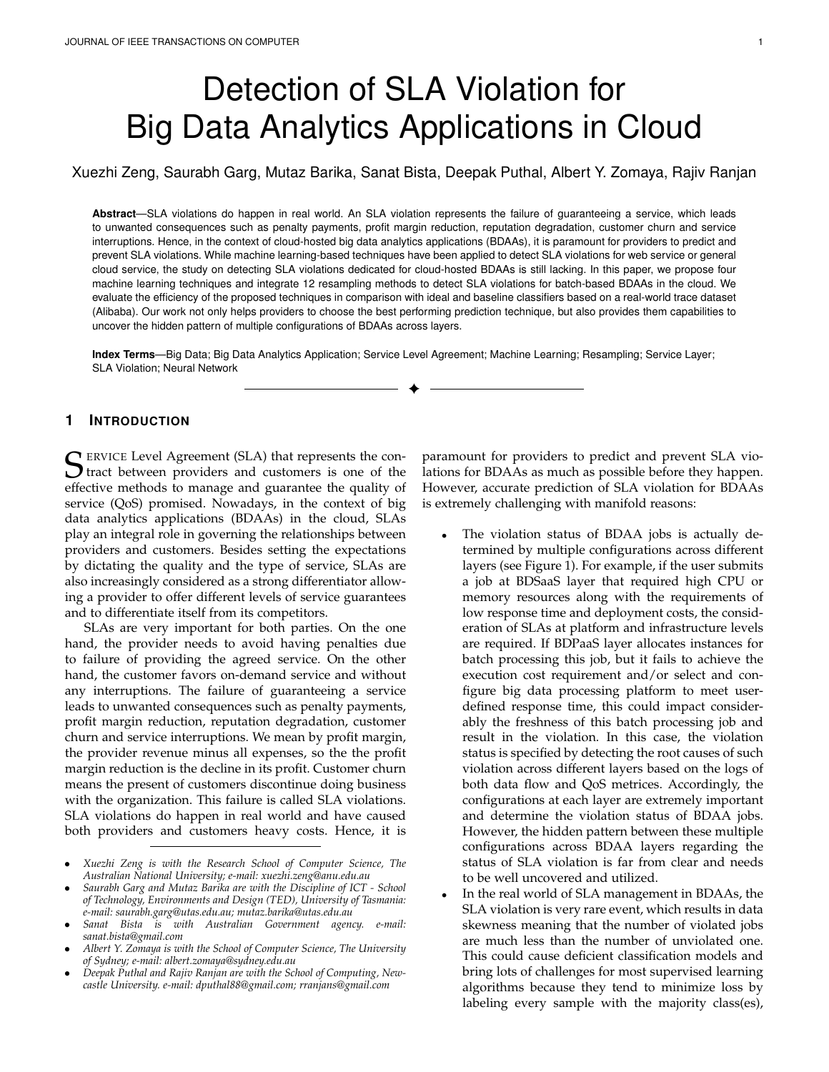# Detection of SLA Violation for Big Data Analytics Applications in Cloud

Xuezhi Zeng, Saurabh Garg, Mutaz Barika, Sanat Bista, Deepak Puthal, Albert Y. Zomaya, Rajiv Ranjan

**Abstract**—SLA violations do happen in real world. An SLA violation represents the failure of guaranteeing a service, which leads to unwanted consequences such as penalty payments, profit margin reduction, reputation degradation, customer churn and service interruptions. Hence, in the context of cloud-hosted big data analytics applications (BDAAs), it is paramount for providers to predict and prevent SLA violations. While machine learning-based techniques have been applied to detect SLA violations for web service or general cloud service, the study on detecting SLA violations dedicated for cloud-hosted BDAAs is still lacking. In this paper, we propose four machine learning techniques and integrate 12 resampling methods to detect SLA violations for batch-based BDAAs in the cloud. We evaluate the efficiency of the proposed techniques in comparison with ideal and baseline classifiers based on a real-world trace dataset (Alibaba). Our work not only helps providers to choose the best performing prediction technique, but also provides them capabilities to uncover the hidden pattern of multiple configurations of BDAAs across layers.

**Index Terms**—Big Data; Big Data Analytics Application; Service Level Agreement; Machine Learning; Resampling; Service Layer; SLA Violation; Neural Network

## 1 Introduction

Service Level Agreement (SLA) that represents the contract between providers and customers is one of the effective methods to manage and guarantee the quality of service (QoS) promised. Nowadays, in the context of big data analytics applications (BDAAs) in the cloud, SLAs play an integral role in governing the relationships between providers and customers. Besides setting the expectations by dictating the quality and the type of service, SLAs are also increasingly considered as a strong differentiator allowing a provider to offer different levels of service guarantees and to differentiate itself from its competitors.

SLAs are very important for both parties. On the one hand, the provider needs to avoid having penalties due to failure of providing the agreed service. On the other hand, the customer favors on-demand service and without any interruptions. The failure of guaranteeing a service leads to unwanted consequences such as penalty payments, profit margin reduction, reputation degradation, customer churn and service interruptions. We mean by profit margin, the provider revenue minus all expenses, so the the profit margin reduction is the decline in its profit. Customer churn means the present of customers discontinue doing business with the organization. This failure is called SLA violations. SLA violations do happen in real world and have caused both providers and customers heavy costs. Hence, it is paramount for providers to predict and prevent SLA violations for BDAAs as much as possible before they happen. However, accurate prediction of SLA violation for BDAAs is extremely challenging with manifold reasons:

- The violation status of BDAA jobs is actually determined by multiple configurations across different layers (see Figure 1). For example, if the user submits a job at BDSaaS layer that required high CPU or memory resources along with the requirements of low response time and deployment costs, the consideration of SLAs at platform and infrastructure levels are required. If BDPaaS layer allocates instances for batch processing this job, but it fails to achieve the execution cost requirement and/or select and configure big data processing platform to meet user-defined response time, this could impact considerably the freshness of this batch processing job and result in the violation. In this case, the violation status is specified by detecting the root causes of such violation across different layers based on the logs of both data flow and QoS metrices. Accordingly, the configurations at each layer are extremely important and determine the violation status of BDAA jobs. However, the hidden pattern between these multiple configurations across BDAA layers regarding the status of SLA violation is far from clear and needs to be well uncovered and utilized.
- In the real world of SLA management in BDAAs, the SLA violation is very rare event, which results in data skewness meaning that the number of violated jobs are much less than the number of unviolated one. This could cause deficient classification models and bring lots of challenges for most supervised learning algorithms because they tend to minimize loss by labeling every sample with the majority class(es),

---

- *Xuezhi Zeng is with the Research School of Computer Science, The Australian National University; e-mail: xuezhi.zeng@anu.edu.au*
- *Saurabh Garg and Mutaz Barika are with the Discipline of ICT - School of Technology, Environments and Design (TED), University of Tasmania: e-mail: saurabh.garg@utas.edu.au; mutaz.barika@utas.edu.au*
- *Sanat Bista is with Australian Government agency. e-mail: sanat.bista@gmail.com*
- *Albert Y. Zomaya is with the School of Computer Science, The University of Sydney; e-mail: albert.zomaya@sydney.edu.au*
- *Deepak Puthal and Rajiv Ranjan are with the School of Computing, Newcastle University. e-mail: dputhal88@gmail.com; rranjans@gmail.com*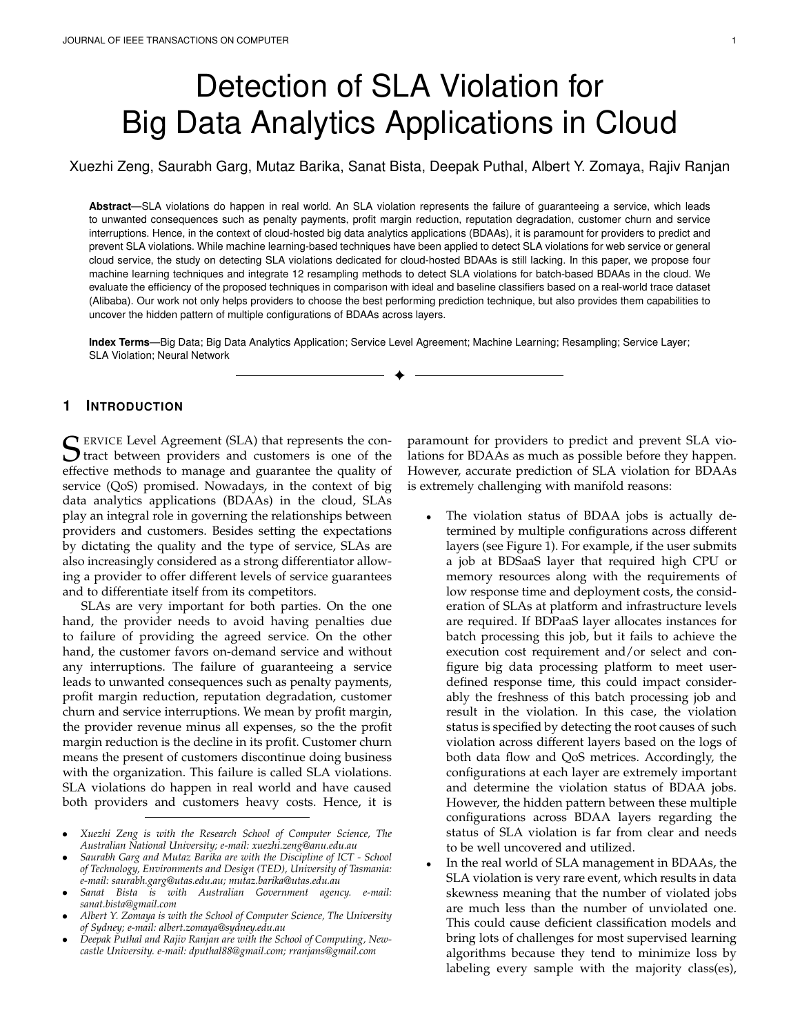# Detection of SLA Violation for Big Data Analytics Applications in Cloud

Xuezhi Zeng, Saurabh Garg, Mutaz Barika, Sanat Bista, Deepak Puthal, Albert Y. Zomaya, Rajiv Ranjan

**Abstract**—SLA violations do happen in real world. An SLA violation represents the failure of guaranteeing a service, which leads to unwanted consequences such as penalty payments, profit margin reduction, reputation degradation, customer churn and service interruptions. Hence, in the context of cloud-hosted big data analytics applications (BDAAs), it is paramount for providers to predict and prevent SLA violations. While machine learning-based techniques have been applied to detect SLA violations for web service or general cloud service, the study on detecting SLA violations dedicated for cloud-hosted BDAAs is still lacking. In this paper, we propose four machine learning techniques and integrate 12 resampling methods to detect SLA violations for batch-based BDAAs in the cloud. We evaluate the efficiency of the proposed techniques in comparison with ideal and baseline classifiers based on a real-world trace dataset (Alibaba). Our work not only helps providers to choose the best performing prediction technique, but also provides them capabilities to uncover the hidden pattern of multiple configurations of BDAAs across layers.

**Index Terms**—Big Data; Big Data Analytics Application; Service Level Agreement; Machine Learning; Resampling; Service Layer; SLA Violation; Neural Network

## 1 Introduction

Service Level Agreement (SLA) that represents the contract between providers and customers is one of the effective methods to manage and guarantee the quality of service (QoS) promised. Nowadays, in the context of big data analytics applications (BDAAs) in the cloud, SLAs play an integral role in governing the relationships between providers and customers. Besides setting the expectations by dictating the quality and the type of service, SLAs are also increasingly considered as a strong differentiator allowing a provider to offer different levels of service guarantees and to differentiate itself from its competitors.

SLAs are very important for both parties. On the one hand, the provider needs to avoid having penalties due to failure of providing the agreed service. On the other hand, the customer favors on-demand service and without any interruptions. The failure of guaranteeing a service leads to unwanted consequences such as penalty payments, profit margin reduction, reputation degradation, customer churn and service interruptions. We mean by profit margin, the provider revenue minus all expenses, so the the profit margin reduction is the decline in its profit. Customer churn means the present of customers discontinue doing business with the organization. This failure is called SLA violations. SLA violations do happen in real world and have caused both providers and customers heavy costs. Hence, it is paramount for providers to predict and prevent SLA violations for BDAAs as much as possible before they happen. However, accurate prediction of SLA violation for BDAAs is extremely challenging with manifold reasons:

- The violation status of BDAA jobs is actually determined by multiple configurations across different layers (see Figure 1). For example, if the user submits a job at BDSaaS layer that required high CPU or memory resources along with the requirements of low response time and deployment costs, the consideration of SLAs at platform and infrastructure levels are required. If BDPaaS layer allocates instances for batch processing this job, but it fails to achieve the execution cost requirement and/or select and configure big data processing platform to meet user-defined response time, this could impact considerably the freshness of this batch processing job and result in the violation. In this case, the violation status is specified by detecting the root causes of such violation across different layers based on the logs of both data flow and QoS metrices. Accordingly, the configurations at each layer are extremely important and determine the violation status of BDAA jobs. However, the hidden pattern between these multiple configurations across BDAA layers regarding the status of SLA violation is far from clear and needs to be well uncovered and utilized.
- In the real world of SLA management in BDAAs, the SLA violation is very rare event, which results in data skewness meaning that the number of violated jobs are much less than the number of unviolated one. This could cause deficient classification models and bring lots of challenges for most supervised learning algorithms because they tend to minimize loss by labeling every sample with the majority class(es),

---

- *Xuezhi Zeng is with the Research School of Computer Science, The Australian National University; e-mail: xuezhi.zeng@anu.edu.au*
- *Saurabh Garg and Mutaz Barika are with the Discipline of ICT - School of Technology, Environments and Design (TED), University of Tasmania: e-mail: saurabh.garg@utas.edu.au; mutaz.barika@utas.edu.au*
- *Sanat Bista is with Australian Government agency. e-mail: sanat.bista@gmail.com*
- *Albert Y. Zomaya is with the School of Computer Science, The University of Sydney; e-mail: albert.zomaya@sydney.edu.au*
- *Deepak Puthal and Rajiv Ranjan are with the School of Computing, Newcastle University. e-mail: dputhal88@gmail.com; rranjans@gmail.com*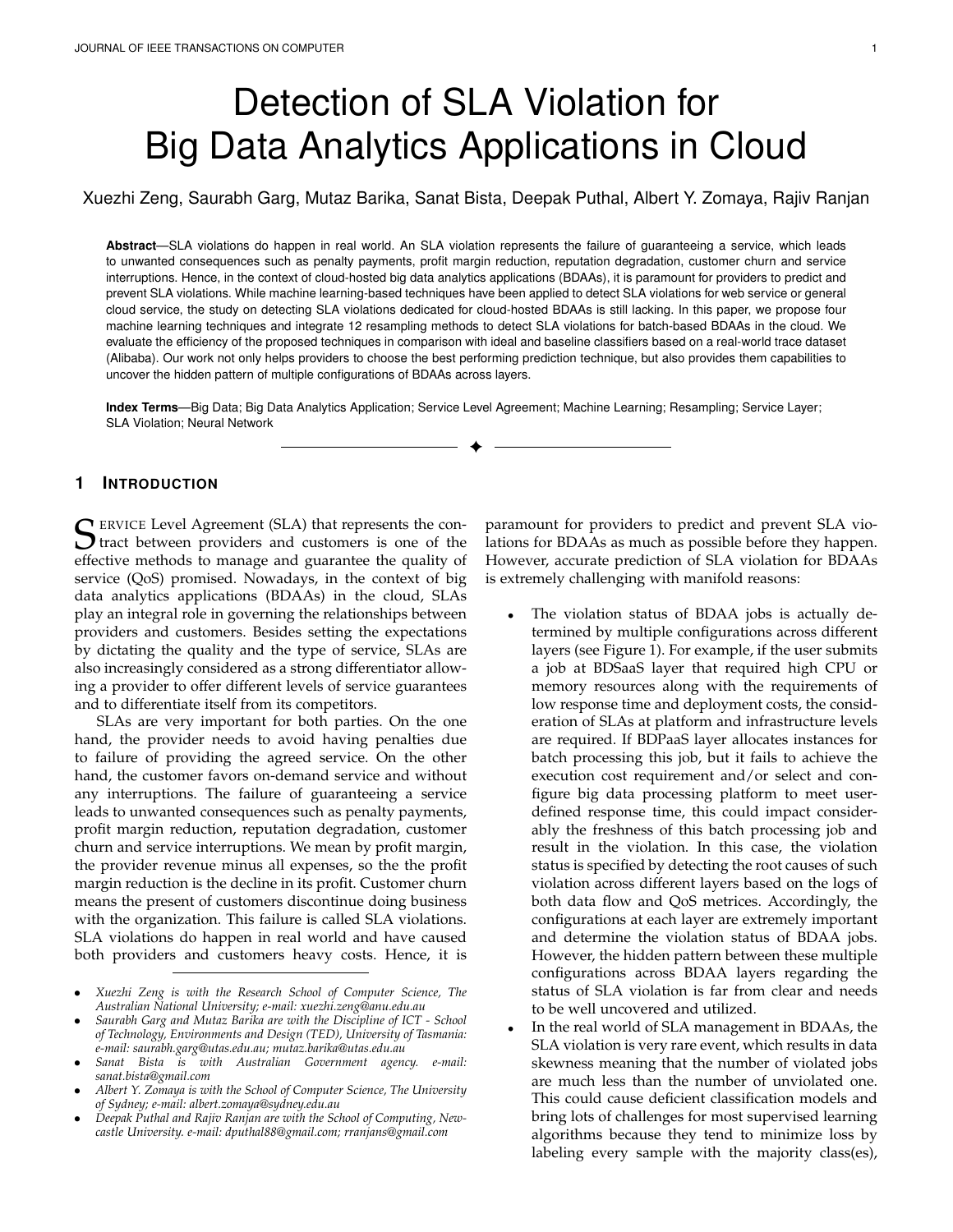# Detection of SLA Violation for Big Data Analytics Applications in Cloud

Xuezhi Zeng, Saurabh Garg, Mutaz Barika, Sanat Bista, Deepak Puthal, Albert Y. Zomaya, Rajiv Ranjan

**Abstract**—SLA violations do happen in real world. An SLA violation represents the failure of guaranteeing a service, which leads to unwanted consequences such as penalty payments, profit margin reduction, reputation degradation, customer churn and service interruptions. Hence, in the context of cloud-hosted big data analytics applications (BDAAs), it is paramount for providers to predict and prevent SLA violations. While machine learning-based techniques have been applied to detect SLA violations for web service or general cloud service, the study on detecting SLA violations dedicated for cloud-hosted BDAAs is still lacking. In this paper, we propose four machine learning techniques and integrate 12 resampling methods to detect SLA violations for batch-based BDAAs in the cloud. We evaluate the efficiency of the proposed techniques in comparison with ideal and baseline classifiers based on a real-world trace dataset (Alibaba). Our work not only helps providers to choose the best performing prediction technique, but also provides them capabilities to uncover the hidden pattern of multiple configurations of BDAAs across layers.

**Index Terms**—Big Data; Big Data Analytics Application; Service Level Agreement; Machine Learning; Resampling; Service Layer; SLA Violation; Neural Network

## 1 Introduction

Service Level Agreement (SLA) that represents the contract between providers and customers is one of the effective methods to manage and guarantee the quality of service (QoS) promised. Nowadays, in the context of big data analytics applications (BDAAs) in the cloud, SLAs play an integral role in governing the relationships between providers and customers. Besides setting the expectations by dictating the quality and the type of service, SLAs are also increasingly considered as a strong differentiator allowing a provider to offer different levels of service guarantees and to differentiate itself from its competitors.

SLAs are very important for both parties. On the one hand, the provider needs to avoid having penalties due to failure of providing the agreed service. On the other hand, the customer favors on-demand service and without any interruptions. The failure of guaranteeing a service leads to unwanted consequences such as penalty payments, profit margin reduction, reputation degradation, customer churn and service interruptions. We mean by profit margin, the provider revenue minus all expenses, so the the profit margin reduction is the decline in its profit. Customer churn means the present of customers discontinue doing business with the organization. This failure is called SLA violations. SLA violations do happen in real world and have caused both providers and customers heavy costs. Hence, it is paramount for providers to predict and prevent SLA violations for BDAAs as much as possible before they happen. However, accurate prediction of SLA violation for BDAAs is extremely challenging with manifold reasons:

- The violation status of BDAA jobs is actually determined by multiple configurations across different layers (see Figure 1). For example, if the user submits a job at BDSaaS layer that required high CPU or memory resources along with the requirements of low response time and deployment costs, the consideration of SLAs at platform and infrastructure levels are required. If BDPaaS layer allocates instances for batch processing this job, but it fails to achieve the execution cost requirement and/or select and configure big data processing platform to meet user-defined response time, this could impact considerably the freshness of this batch processing job and result in the violation. In this case, the violation status is specified by detecting the root causes of such violation across different layers based on the logs of both data flow and QoS metrices. Accordingly, the configurations at each layer are extremely important and determine the violation status of BDAA jobs. However, the hidden pattern between these multiple configurations across BDAA layers regarding the status of SLA violation is far from clear and needs to be well uncovered and utilized.
- In the real world of SLA management in BDAAs, the SLA violation is very rare event, which results in data skewness meaning that the number of violated jobs are much less than the number of unviolated one. This could cause deficient classification models and bring lots of challenges for most supervised learning algorithms because they tend to minimize loss by labeling every sample with the majority class(es),

---

- *Xuezhi Zeng is with the Research School of Computer Science, The Australian National University; e-mail: xuezhi.zeng@anu.edu.au*
- *Saurabh Garg and Mutaz Barika are with the Discipline of ICT - School of Technology, Environments and Design (TED), University of Tasmania: e-mail: saurabh.garg@utas.edu.au; mutaz.barika@utas.edu.au*
- *Sanat Bista is with Australian Government agency. e-mail: sanat.bista@gmail.com*
- *Albert Y. Zomaya is with the School of Computer Science, The University of Sydney; e-mail: albert.zomaya@sydney.edu.au*
- *Deepak Puthal and Rajiv Ranjan are with the School of Computing, Newcastle University. e-mail: dputhal88@gmail.com; rranjans@gmail.com*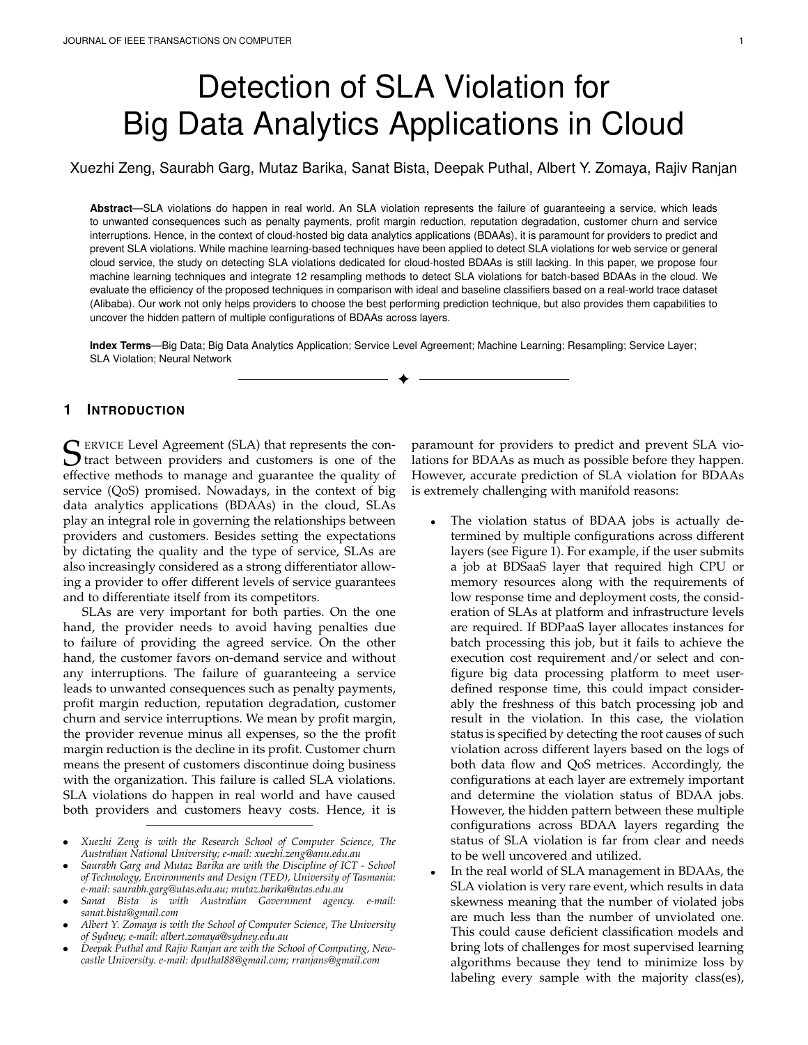# Detection of SLA Violation for Big Data Analytics Applications in Cloud

Xuezhi Zeng, Saurabh Garg, Mutaz Barika, Sanat Bista, Deepak Puthal, Albert Y. Zomaya, Rajiv Ranjan

**Abstract**—SLA violations do happen in real world. An SLA violation represents the failure of guaranteeing a service, which leads to unwanted consequences such as penalty payments, profit margin reduction, reputation degradation, customer churn and service interruptions. Hence, in the context of cloud-hosted big data analytics applications (BDAAs), it is paramount for providers to predict and prevent SLA violations. While machine learning-based techniques have been applied to detect SLA violations for web service or general cloud service, the study on detecting SLA violations dedicated for cloud-hosted BDAAs is still lacking. In this paper, we propose four machine learning techniques and integrate 12 resampling methods to detect SLA violations for batch-based BDAAs in the cloud. We evaluate the efficiency of the proposed techniques in comparison with ideal and baseline classifiers based on a real-world trace dataset (Alibaba). Our work not only helps providers to choose the best performing prediction technique, but also provides them capabilities to uncover the hidden pattern of multiple configurations of BDAAs across layers.

**Index Terms**—Big Data; Big Data Analytics Application; Service Level Agreement; Machine Learning; Resampling; Service Layer; SLA Violation; Neural Network

## 1 Introduction

Service Level Agreement (SLA) that represents the contract between providers and customers is one of the effective methods to manage and guarantee the quality of service (QoS) promised. Nowadays, in the context of big data analytics applications (BDAAs) in the cloud, SLAs play an integral role in governing the relationships between providers and customers. Besides setting the expectations by dictating the quality and the type of service, SLAs are also increasingly considered as a strong differentiator allowing a provider to offer different levels of service guarantees and to differentiate itself from its competitors.

SLAs are very important for both parties. On the one hand, the provider needs to avoid having penalties due to failure of providing the agreed service. On the other hand, the customer favors on-demand service and without any interruptions. The failure of guaranteeing a service leads to unwanted consequences such as penalty payments, profit margin reduction, reputation degradation, customer churn and service interruptions. We mean by profit margin, the provider revenue minus all expenses, so the the profit margin reduction is the decline in its profit. Customer churn means the present of customers discontinue doing business with the organization. This failure is called SLA violations. SLA violations do happen in real world and have caused both providers and customers heavy costs. Hence, it is paramount for providers to predict and prevent SLA violations for BDAAs as much as possible before they happen. However, accurate prediction of SLA violation for BDAAs is extremely challenging with manifold reasons:

- The violation status of BDAA jobs is actually determined by multiple configurations across different layers (see Figure 1). For example, if the user submits a job at BDSaaS layer that required high CPU or memory resources along with the requirements of low response time and deployment costs, the consideration of SLAs at platform and infrastructure levels are required. If BDPaaS layer allocates instances for batch processing this job, but it fails to achieve the execution cost requirement and/or select and configure big data processing platform to meet user-defined response time, this could impact considerably the freshness of this batch processing job and result in the violation. In this case, the violation status is specified by detecting the root causes of such violation across different layers based on the logs of both data flow and QoS metrices. Accordingly, the configurations at each layer are extremely important and determine the violation status of BDAA jobs. However, the hidden pattern between these multiple configurations across BDAA layers regarding the status of SLA violation is far from clear and needs to be well uncovered and utilized.
- In the real world of SLA management in BDAAs, the SLA violation is very rare event, which results in data skewness meaning that the number of violated jobs are much less than the number of unviolated one. This could cause deficient classification models and bring lots of challenges for most supervised learning algorithms because they tend to minimize loss by labeling every sample with the majority class(es),

---

- *Xuezhi Zeng is with the Research School of Computer Science, The Australian National University; e-mail: xuezhi.zeng@anu.edu.au*
- *Saurabh Garg and Mutaz Barika are with the Discipline of ICT - School of Technology, Environments and Design (TED), University of Tasmania: e-mail: saurabh.garg@utas.edu.au; mutaz.barika@utas.edu.au*
- *Sanat Bista is with Australian Government agency. e-mail: sanat.bista@gmail.com*
- *Albert Y. Zomaya is with the School of Computer Science, The University of Sydney; e-mail: albert.zomaya@sydney.edu.au*
- *Deepak Puthal and Rajiv Ranjan are with the School of Computing, Newcastle University. e-mail: dputhal88@gmail.com; rranjans@gmail.com*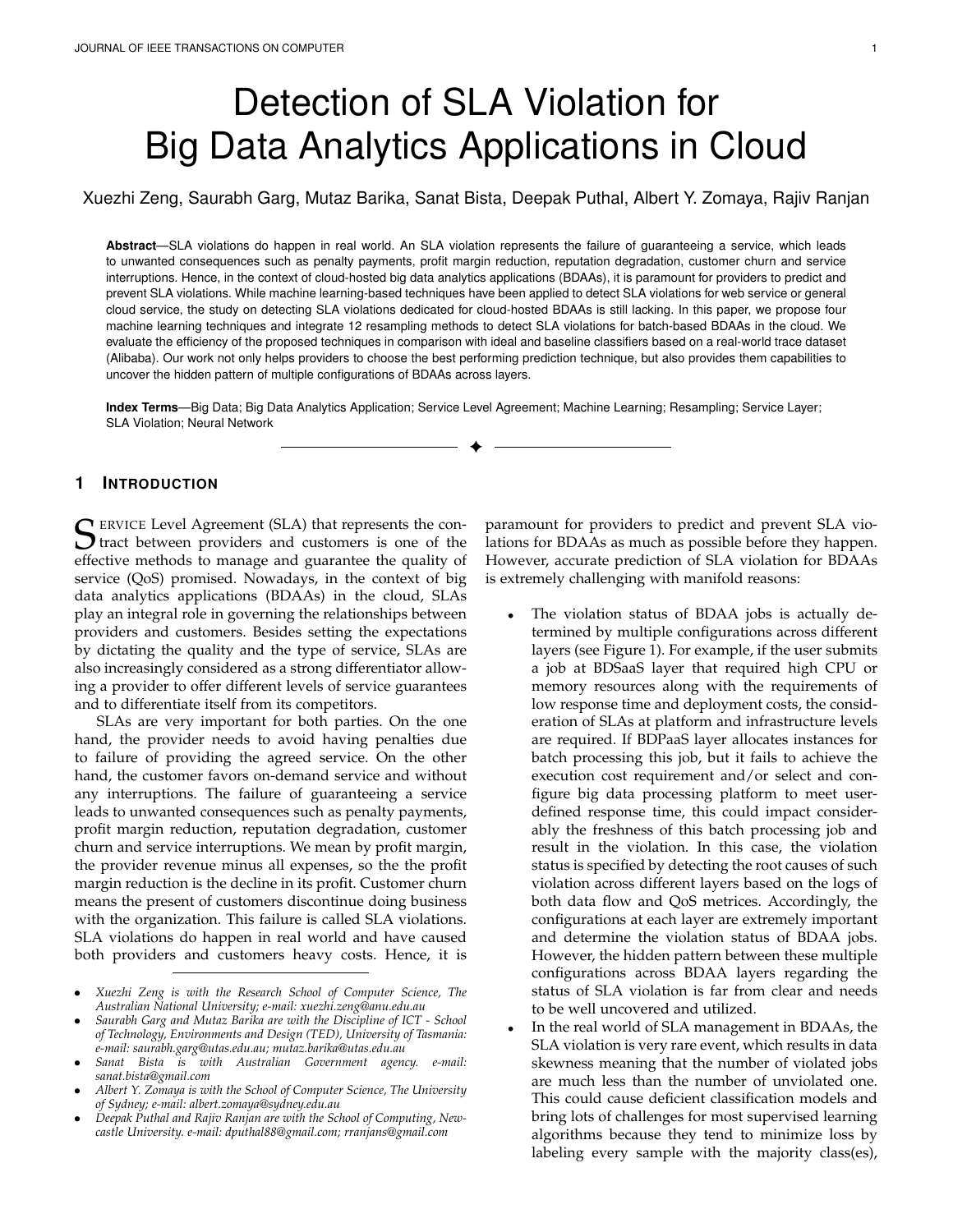# Detection of SLA Violation for Big Data Analytics Applications in Cloud

Xuezhi Zeng, Saurabh Garg, Mutaz Barika, Sanat Bista, Deepak Puthal, Albert Y. Zomaya, Rajiv Ranjan

**Abstract**—SLA violations do happen in real world. An SLA violation represents the failure of guaranteeing a service, which leads to unwanted consequences such as penalty payments, profit margin reduction, reputation degradation, customer churn and service interruptions. Hence, in the context of cloud-hosted big data analytics applications (BDAAs), it is paramount for providers to predict and prevent SLA violations. While machine learning-based techniques have been applied to detect SLA violations for web service or general cloud service, the study on detecting SLA violations dedicated for cloud-hosted BDAAs is still lacking. In this paper, we propose four machine learning techniques and integrate 12 resampling methods to detect SLA violations for batch-based BDAAs in the cloud. We evaluate the efficiency of the proposed techniques in comparison with ideal and baseline classifiers based on a real-world trace dataset (Alibaba). Our work not only helps providers to choose the best performing prediction technique, but also provides them capabilities to uncover the hidden pattern of multiple configurations of BDAAs across layers.

**Index Terms**—Big Data; Big Data Analytics Application; Service Level Agreement; Machine Learning; Resampling; Service Layer; SLA Violation; Neural Network

## 1 Introduction

Service Level Agreement (SLA) that represents the contract between providers and customers is one of the effective methods to manage and guarantee the quality of service (QoS) promised. Nowadays, in the context of big data analytics applications (BDAAs) in the cloud, SLAs play an integral role in governing the relationships between providers and customers. Besides setting the expectations by dictating the quality and the type of service, SLAs are also increasingly considered as a strong differentiator allowing a provider to offer different levels of service guarantees and to differentiate itself from its competitors.

SLAs are very important for both parties. On the one hand, the provider needs to avoid having penalties due to failure of providing the agreed service. On the other hand, the customer favors on-demand service and without any interruptions. The failure of guaranteeing a service leads to unwanted consequences such as penalty payments, profit margin reduction, reputation degradation, customer churn and service interruptions. We mean by profit margin, the provider revenue minus all expenses, so the the profit margin reduction is the decline in its profit. Customer churn means the present of customers discontinue doing business with the organization. This failure is called SLA violations. SLA violations do happen in real world and have caused both providers and customers heavy costs. Hence, it is paramount for providers to predict and prevent SLA violations for BDAAs as much as possible before they happen. However, accurate prediction of SLA violation for BDAAs is extremely challenging with manifold reasons:

- The violation status of BDAA jobs is actually determined by multiple configurations across different layers (see Figure 1). For example, if the user submits a job at BDSaaS layer that required high CPU or memory resources along with the requirements of low response time and deployment costs, the consideration of SLAs at platform and infrastructure levels are required. If BDPaaS layer allocates instances for batch processing this job, but it fails to achieve the execution cost requirement and/or select and configure big data processing platform to meet user-defined response time, this could impact considerably the freshness of this batch processing job and result in the violation. In this case, the violation status is specified by detecting the root causes of such violation across different layers based on the logs of both data flow and QoS metrices. Accordingly, the configurations at each layer are extremely important and determine the violation status of BDAA jobs. However, the hidden pattern between these multiple configurations across BDAA layers regarding the status of SLA violation is far from clear and needs to be well uncovered and utilized.
- In the real world of SLA management in BDAAs, the SLA violation is very rare event, which results in data skewness meaning that the number of violated jobs are much less than the number of unviolated one. This could cause deficient classification models and bring lots of challenges for most supervised learning algorithms because they tend to minimize loss by labeling every sample with the majority class(es),

---

- *Xuezhi Zeng is with the Research School of Computer Science, The Australian National University; e-mail: xuezhi.zeng@anu.edu.au*
- *Saurabh Garg and Mutaz Barika are with the Discipline of ICT - School of Technology, Environments and Design (TED), University of Tasmania: e-mail: saurabh.garg@utas.edu.au; mutaz.barika@utas.edu.au*
- *Sanat Bista is with Australian Government agency. e-mail: sanat.bista@gmail.com*
- *Albert Y. Zomaya is with the School of Computer Science, The University of Sydney; e-mail: albert.zomaya@sydney.edu.au*
- *Deepak Puthal and Rajiv Ranjan are with the School of Computing, Newcastle University. e-mail: dputhal88@gmail.com; rranjans@gmail.com*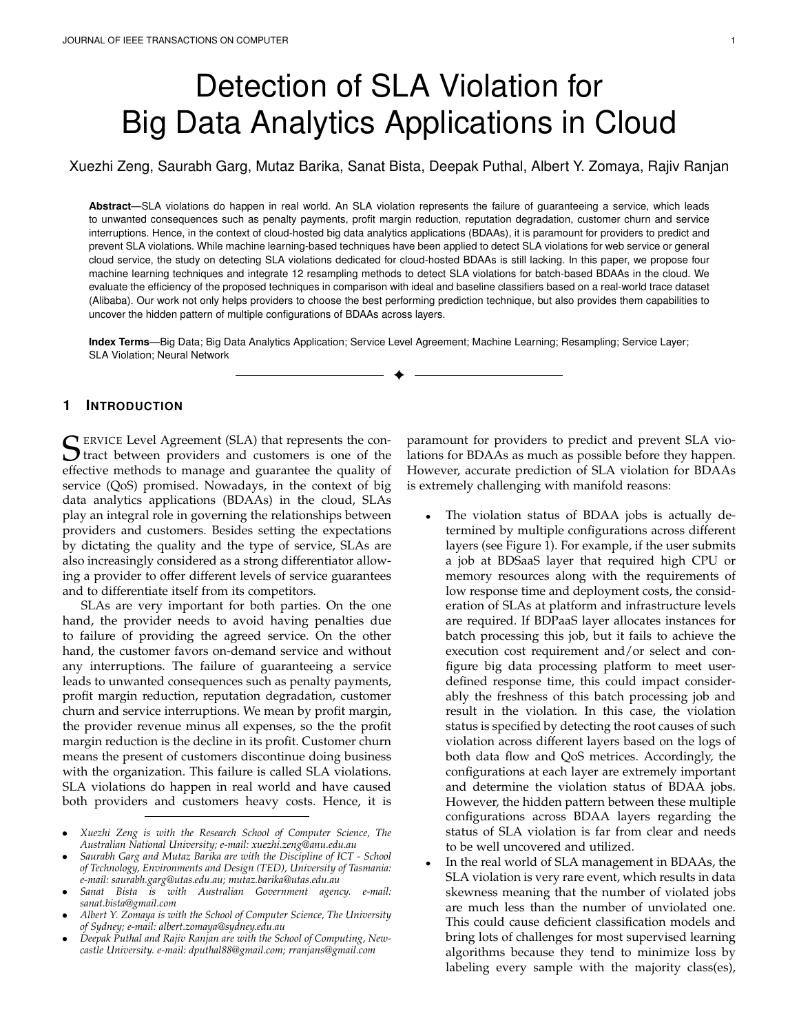# Detection of SLA Violation for Big Data Analytics Applications in Cloud

Xuezhi Zeng, Saurabh Garg, Mutaz Barika, Sanat Bista, Deepak Puthal, Albert Y. Zomaya, Rajiv Ranjan

**Abstract**—SLA violations do happen in real world. An SLA violation represents the failure of guaranteeing a service, which leads to unwanted consequences such as penalty payments, profit margin reduction, reputation degradation, customer churn and service interruptions. Hence, in the context of cloud-hosted big data analytics applications (BDAAs), it is paramount for providers to predict and prevent SLA violations. While machine learning-based techniques have been applied to detect SLA violations for web service or general cloud service, the study on detecting SLA violations dedicated for cloud-hosted BDAAs is still lacking. In this paper, we propose four machine learning techniques and integrate 12 resampling methods to detect SLA violations for batch-based BDAAs in the cloud. We evaluate the efficiency of the proposed techniques in comparison with ideal and baseline classifiers based on a real-world trace dataset (Alibaba). Our work not only helps providers to choose the best performing prediction technique, but also provides them capabilities to uncover the hidden pattern of multiple configurations of BDAAs across layers.

**Index Terms**—Big Data; Big Data Analytics Application; Service Level Agreement; Machine Learning; Resampling; Service Layer; SLA Violation; Neural Network

## 1 Introduction

Service Level Agreement (SLA) that represents the contract between providers and customers is one of the effective methods to manage and guarantee the quality of service (QoS) promised. Nowadays, in the context of big data analytics applications (BDAAs) in the cloud, SLAs play an integral role in governing the relationships between providers and customers. Besides setting the expectations by dictating the quality and the type of service, SLAs are also increasingly considered as a strong differentiator allowing a provider to offer different levels of service guarantees and to differentiate itself from its competitors.

SLAs are very important for both parties. On the one hand, the provider needs to avoid having penalties due to failure of providing the agreed service. On the other hand, the customer favors on-demand service and without any interruptions. The failure of guaranteeing a service leads to unwanted consequences such as penalty payments, profit margin reduction, reputation degradation, customer churn and service interruptions. We mean by profit margin, the provider revenue minus all expenses, so the the profit margin reduction is the decline in its profit. Customer churn means the present of customers discontinue doing business with the organization. This failure is called SLA violations. SLA violations do happen in real world and have caused both providers and customers heavy costs. Hence, it is paramount for providers to predict and prevent SLA violations for BDAAs as much as possible before they happen. However, accurate prediction of SLA violation for BDAAs is extremely challenging with manifold reasons:

- The violation status of BDAA jobs is actually determined by multiple configurations across different layers (see Figure 1). For example, if the user submits a job at BDSaaS layer that required high CPU or memory resources along with the requirements of low response time and deployment costs, the consideration of SLAs at platform and infrastructure levels are required. If BDPaaS layer allocates instances for batch processing this job, but it fails to achieve the execution cost requirement and/or select and configure big data processing platform to meet user-defined response time, this could impact considerably the freshness of this batch processing job and result in the violation. In this case, the violation status is specified by detecting the root causes of such violation across different layers based on the logs of both data flow and QoS metrices. Accordingly, the configurations at each layer are extremely important and determine the violation status of BDAA jobs. However, the hidden pattern between these multiple configurations across BDAA layers regarding the status of SLA violation is far from clear and needs to be well uncovered and utilized.
- In the real world of SLA management in BDAAs, the SLA violation is very rare event, which results in data skewness meaning that the number of violated jobs are much less than the number of unviolated one. This could cause deficient classification models and bring lots of challenges for most supervised learning algorithms because they tend to minimize loss by labeling every sample with the majority class(es),

---

- *Xuezhi Zeng is with the Research School of Computer Science, The Australian National University; e-mail: xuezhi.zeng@anu.edu.au*
- *Saurabh Garg and Mutaz Barika are with the Discipline of ICT - School of Technology, Environments and Design (TED), University of Tasmania: e-mail: saurabh.garg@utas.edu.au; mutaz.barika@utas.edu.au*
- *Sanat Bista is with Australian Government agency. e-mail: sanat.bista@gmail.com*
- *Albert Y. Zomaya is with the School of Computer Science, The University of Sydney; e-mail: albert.zomaya@sydney.edu.au*
- *Deepak Puthal and Rajiv Ranjan are with the School of Computing, Newcastle University. e-mail: dputhal88@gmail.com; rranjans@gmail.com*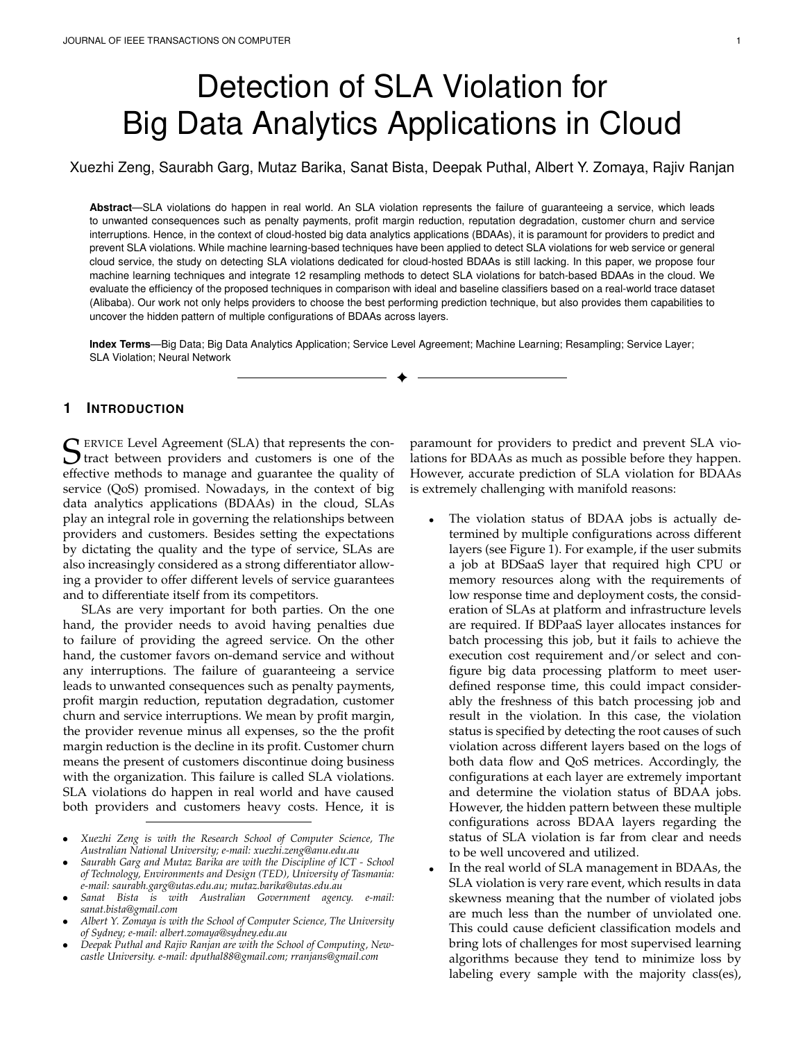# Detection of SLA Violation for Big Data Analytics Applications in Cloud

Xuezhi Zeng, Saurabh Garg, Mutaz Barika, Sanat Bista, Deepak Puthal, Albert Y. Zomaya, Rajiv Ranjan

**Abstract**—SLA violations do happen in real world. An SLA violation represents the failure of guaranteeing a service, which leads to unwanted consequences such as penalty payments, profit margin reduction, reputation degradation, customer churn and service interruptions. Hence, in the context of cloud-hosted big data analytics applications (BDAAs), it is paramount for providers to predict and prevent SLA violations. While machine learning-based techniques have been applied to detect SLA violations for web service or general cloud service, the study on detecting SLA violations dedicated for cloud-hosted BDAAs is still lacking. In this paper, we propose four machine learning techniques and integrate 12 resampling methods to detect SLA violations for batch-based BDAAs in the cloud. We evaluate the efficiency of the proposed techniques in comparison with ideal and baseline classifiers based on a real-world trace dataset (Alibaba). Our work not only helps providers to choose the best performing prediction technique, but also provides them capabilities to uncover the hidden pattern of multiple configurations of BDAAs across layers.

**Index Terms**—Big Data; Big Data Analytics Application; Service Level Agreement; Machine Learning; Resampling; Service Layer; SLA Violation; Neural Network

## 1 Introduction

Service Level Agreement (SLA) that represents the contract between providers and customers is one of the effective methods to manage and guarantee the quality of service (QoS) promised. Nowadays, in the context of big data analytics applications (BDAAs) in the cloud, SLAs play an integral role in governing the relationships between providers and customers. Besides setting the expectations by dictating the quality and the type of service, SLAs are also increasingly considered as a strong differentiator allowing a provider to offer different levels of service guarantees and to differentiate itself from its competitors.

SLAs are very important for both parties. On the one hand, the provider needs to avoid having penalties due to failure of providing the agreed service. On the other hand, the customer favors on-demand service and without any interruptions. The failure of guaranteeing a service leads to unwanted consequences such as penalty payments, profit margin reduction, reputation degradation, customer churn and service interruptions. We mean by profit margin, the provider revenue minus all expenses, so the the profit margin reduction is the decline in its profit. Customer churn means the present of customers discontinue doing business with the organization. This failure is called SLA violations. SLA violations do happen in real world and have caused both providers and customers heavy costs. Hence, it is paramount for providers to predict and prevent SLA violations for BDAAs as much as possible before they happen. However, accurate prediction of SLA violation for BDAAs is extremely challenging with manifold reasons:

- The violation status of BDAA jobs is actually determined by multiple configurations across different layers (see Figure 1). For example, if the user submits a job at BDSaaS layer that required high CPU or memory resources along with the requirements of low response time and deployment costs, the consideration of SLAs at platform and infrastructure levels are required. If BDPaaS layer allocates instances for batch processing this job, but it fails to achieve the execution cost requirement and/or select and configure big data processing platform to meet user-defined response time, this could impact considerably the freshness of this batch processing job and result in the violation. In this case, the violation status is specified by detecting the root causes of such violation across different layers based on the logs of both data flow and QoS metrices. Accordingly, the configurations at each layer are extremely important and determine the violation status of BDAA jobs. However, the hidden pattern between these multiple configurations across BDAA layers regarding the status of SLA violation is far from clear and needs to be well uncovered and utilized.
- In the real world of SLA management in BDAAs, the SLA violation is very rare event, which results in data skewness meaning that the number of violated jobs are much less than the number of unviolated one. This could cause deficient classification models and bring lots of challenges for most supervised learning algorithms because they tend to minimize loss by labeling every sample with the majority class(es),

---

- *Xuezhi Zeng is with the Research School of Computer Science, The Australian National University; e-mail: xuezhi.zeng@anu.edu.au*
- *Saurabh Garg and Mutaz Barika are with the Discipline of ICT - School of Technology, Environments and Design (TED), University of Tasmania: e-mail: saurabh.garg@utas.edu.au; mutaz.barika@utas.edu.au*
- *Sanat Bista is with Australian Government agency. e-mail: sanat.bista@gmail.com*
- *Albert Y. Zomaya is with the School of Computer Science, The University of Sydney; e-mail: albert.zomaya@sydney.edu.au*
- *Deepak Puthal and Rajiv Ranjan are with the School of Computing, Newcastle University. e-mail: dputhal88@gmail.com; rranjans@gmail.com*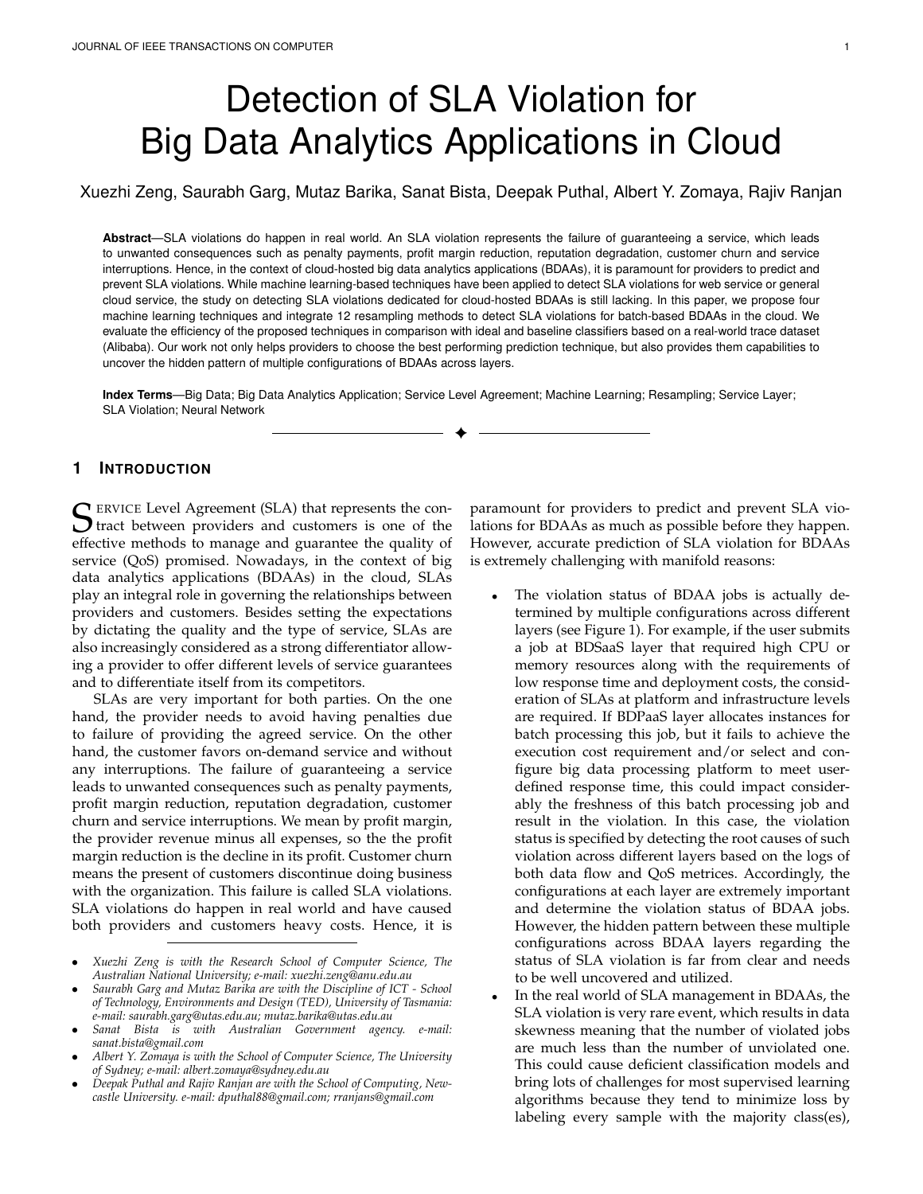# Detection of SLA Violation for Big Data Analytics Applications in Cloud

Xuezhi Zeng, Saurabh Garg, Mutaz Barika, Sanat Bista, Deepak Puthal, Albert Y. Zomaya, Rajiv Ranjan

**Abstract**—SLA violations do happen in real world. An SLA violation represents the failure of guaranteeing a service, which leads to unwanted consequences such as penalty payments, profit margin reduction, reputation degradation, customer churn and service interruptions. Hence, in the context of cloud-hosted big data analytics applications (BDAAs), it is paramount for providers to predict and prevent SLA violations. While machine learning-based techniques have been applied to detect SLA violations for web service or general cloud service, the study on detecting SLA violations dedicated for cloud-hosted BDAAs is still lacking. In this paper, we propose four machine learning techniques and integrate 12 resampling methods to detect SLA violations for batch-based BDAAs in the cloud. We evaluate the efficiency of the proposed techniques in comparison with ideal and baseline classifiers based on a real-world trace dataset (Alibaba). Our work not only helps providers to choose the best performing prediction technique, but also provides them capabilities to uncover the hidden pattern of multiple configurations of BDAAs across layers.

**Index Terms**—Big Data; Big Data Analytics Application; Service Level Agreement; Machine Learning; Resampling; Service Layer; SLA Violation; Neural Network

## 1 Introduction

Service Level Agreement (SLA) that represents the contract between providers and customers is one of the effective methods to manage and guarantee the quality of service (QoS) promised. Nowadays, in the context of big data analytics applications (BDAAs) in the cloud, SLAs play an integral role in governing the relationships between providers and customers. Besides setting the expectations by dictating the quality and the type of service, SLAs are also increasingly considered as a strong differentiator allowing a provider to offer different levels of service guarantees and to differentiate itself from its competitors.

SLAs are very important for both parties. On the one hand, the provider needs to avoid having penalties due to failure of providing the agreed service. On the other hand, the customer favors on-demand service and without any interruptions. The failure of guaranteeing a service leads to unwanted consequences such as penalty payments, profit margin reduction, reputation degradation, customer churn and service interruptions. We mean by profit margin, the provider revenue minus all expenses, so the the profit margin reduction is the decline in its profit. Customer churn means the present of customers discontinue doing business with the organization. This failure is called SLA violations. SLA violations do happen in real world and have caused both providers and customers heavy costs. Hence, it is paramount for providers to predict and prevent SLA violations for BDAAs as much as possible before they happen. However, accurate prediction of SLA violation for BDAAs is extremely challenging with manifold reasons:

- The violation status of BDAA jobs is actually determined by multiple configurations across different layers (see Figure 1). For example, if the user submits a job at BDSaaS layer that required high CPU or memory resources along with the requirements of low response time and deployment costs, the consideration of SLAs at platform and infrastructure levels are required. If BDPaaS layer allocates instances for batch processing this job, but it fails to achieve the execution cost requirement and/or select and configure big data processing platform to meet user-defined response time, this could impact considerably the freshness of this batch processing job and result in the violation. In this case, the violation status is specified by detecting the root causes of such violation across different layers based on the logs of both data flow and QoS metrices. Accordingly, the configurations at each layer are extremely important and determine the violation status of BDAA jobs. However, the hidden pattern between these multiple configurations across BDAA layers regarding the status of SLA violation is far from clear and needs to be well uncovered and utilized.
- In the real world of SLA management in BDAAs, the SLA violation is very rare event, which results in data skewness meaning that the number of violated jobs are much less than the number of unviolated one. This could cause deficient classification models and bring lots of challenges for most supervised learning algorithms because they tend to minimize loss by labeling every sample with the majority class(es),

---

- *Xuezhi Zeng is with the Research School of Computer Science, The Australian National University; e-mail: xuezhi.zeng@anu.edu.au*
- *Saurabh Garg and Mutaz Barika are with the Discipline of ICT - School of Technology, Environments and Design (TED), University of Tasmania: e-mail: saurabh.garg@utas.edu.au; mutaz.barika@utas.edu.au*
- *Sanat Bista is with Australian Government agency. e-mail: sanat.bista@gmail.com*
- *Albert Y. Zomaya is with the School of Computer Science, The University of Sydney; e-mail: albert.zomaya@sydney.edu.au*
- *Deepak Puthal and Rajiv Ranjan are with the School of Computing, Newcastle University. e-mail: dputhal88@gmail.com; rranjans@gmail.com*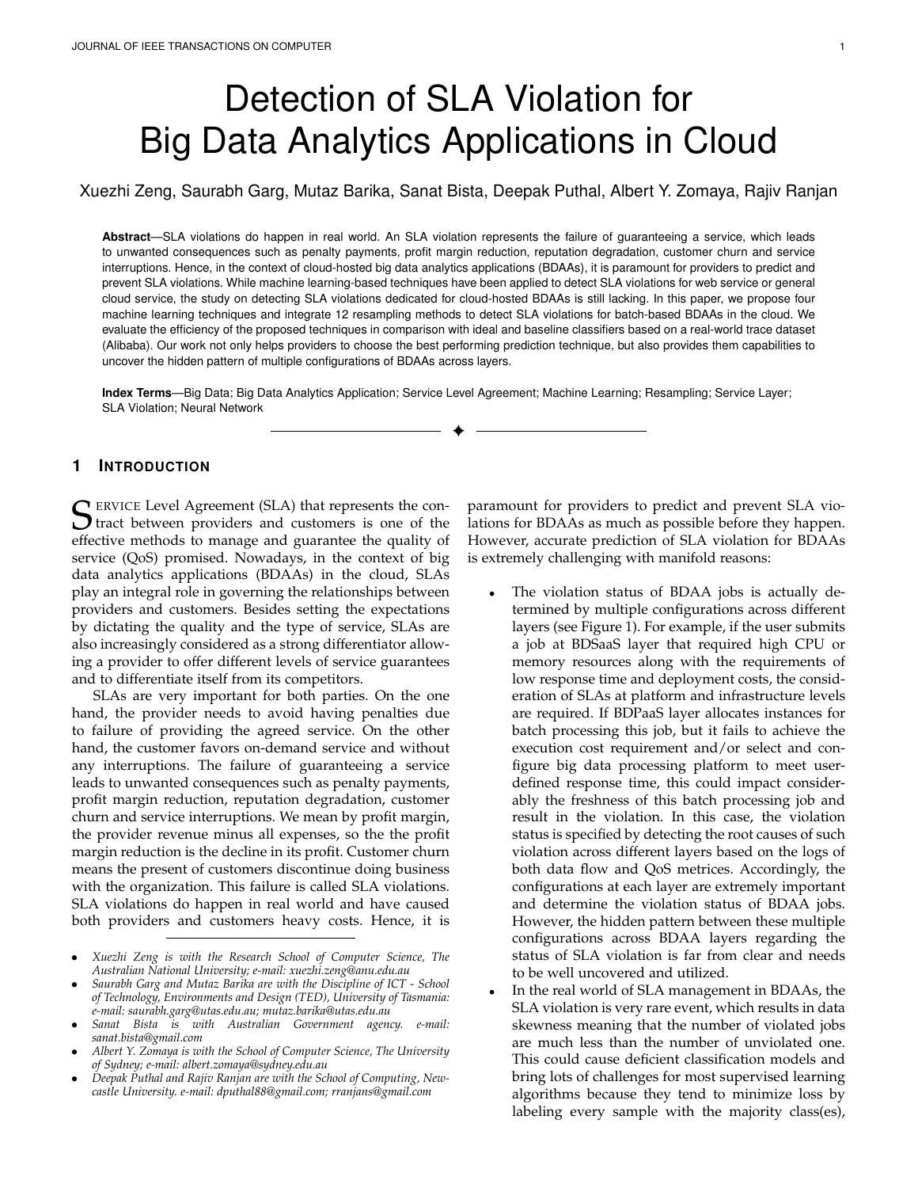# Detection of SLA Violation for Big Data Analytics Applications in Cloud

Xuezhi Zeng, Saurabh Garg, Mutaz Barika, Sanat Bista, Deepak Puthal, Albert Y. Zomaya, Rajiv Ranjan

**Abstract**—SLA violations do happen in real world. An SLA violation represents the failure of guaranteeing a service, which leads to unwanted consequences such as penalty payments, profit margin reduction, reputation degradation, customer churn and service interruptions. Hence, in the context of cloud-hosted big data analytics applications (BDAAs), it is paramount for providers to predict and prevent SLA violations. While machine learning-based techniques have been applied to detect SLA violations for web service or general cloud service, the study on detecting SLA violations dedicated for cloud-hosted BDAAs is still lacking. In this paper, we propose four machine learning techniques and integrate 12 resampling methods to detect SLA violations for batch-based BDAAs in the cloud. We evaluate the efficiency of the proposed techniques in comparison with ideal and baseline classifiers based on a real-world trace dataset (Alibaba). Our work not only helps providers to choose the best performing prediction technique, but also provides them capabilities to uncover the hidden pattern of multiple configurations of BDAAs across layers.

**Index Terms**—Big Data; Big Data Analytics Application; Service Level Agreement; Machine Learning; Resampling; Service Layer; SLA Violation; Neural Network

## 1 Introduction

Service Level Agreement (SLA) that represents the contract between providers and customers is one of the effective methods to manage and guarantee the quality of service (QoS) promised. Nowadays, in the context of big data analytics applications (BDAAs) in the cloud, SLAs play an integral role in governing the relationships between providers and customers. Besides setting the expectations by dictating the quality and the type of service, SLAs are also increasingly considered as a strong differentiator allowing a provider to offer different levels of service guarantees and to differentiate itself from its competitors.

SLAs are very important for both parties. On the one hand, the provider needs to avoid having penalties due to failure of providing the agreed service. On the other hand, the customer favors on-demand service and without any interruptions. The failure of guaranteeing a service leads to unwanted consequences such as penalty payments, profit margin reduction, reputation degradation, customer churn and service interruptions. We mean by profit margin, the provider revenue minus all expenses, so the the profit margin reduction is the decline in its profit. Customer churn means the present of customers discontinue doing business with the organization. This failure is called SLA violations. SLA violations do happen in real world and have caused both providers and customers heavy costs. Hence, it is paramount for providers to predict and prevent SLA violations for BDAAs as much as possible before they happen. However, accurate prediction of SLA violation for BDAAs is extremely challenging with manifold reasons:

- The violation status of BDAA jobs is actually determined by multiple configurations across different layers (see Figure 1). For example, if the user submits a job at BDSaaS layer that required high CPU or memory resources along with the requirements of low response time and deployment costs, the consideration of SLAs at platform and infrastructure levels are required. If BDPaaS layer allocates instances for batch processing this job, but it fails to achieve the execution cost requirement and/or select and configure big data processing platform to meet user-defined response time, this could impact considerably the freshness of this batch processing job and result in the violation. In this case, the violation status is specified by detecting the root causes of such violation across different layers based on the logs of both data flow and QoS metrices. Accordingly, the configurations at each layer are extremely important and determine the violation status of BDAA jobs. However, the hidden pattern between these multiple configurations across BDAA layers regarding the status of SLA violation is far from clear and needs to be well uncovered and utilized.
- In the real world of SLA management in BDAAs, the SLA violation is very rare event, which results in data skewness meaning that the number of violated jobs are much less than the number of unviolated one. This could cause deficient classification models and bring lots of challenges for most supervised learning algorithms because they tend to minimize loss by labeling every sample with the majority class(es),

---

- *Xuezhi Zeng is with the Research School of Computer Science, The Australian National University; e-mail: xuezhi.zeng@anu.edu.au*
- *Saurabh Garg and Mutaz Barika are with the Discipline of ICT - School of Technology, Environments and Design (TED), University of Tasmania: e-mail: saurabh.garg@utas.edu.au; mutaz.barika@utas.edu.au*
- *Sanat Bista is with Australian Government agency. e-mail: sanat.bista@gmail.com*
- *Albert Y. Zomaya is with the School of Computer Science, The University of Sydney; e-mail: albert.zomaya@sydney.edu.au*
- *Deepak Puthal and Rajiv Ranjan are with the School of Computing, Newcastle University. e-mail: dputhal88@gmail.com; rranjans@gmail.com*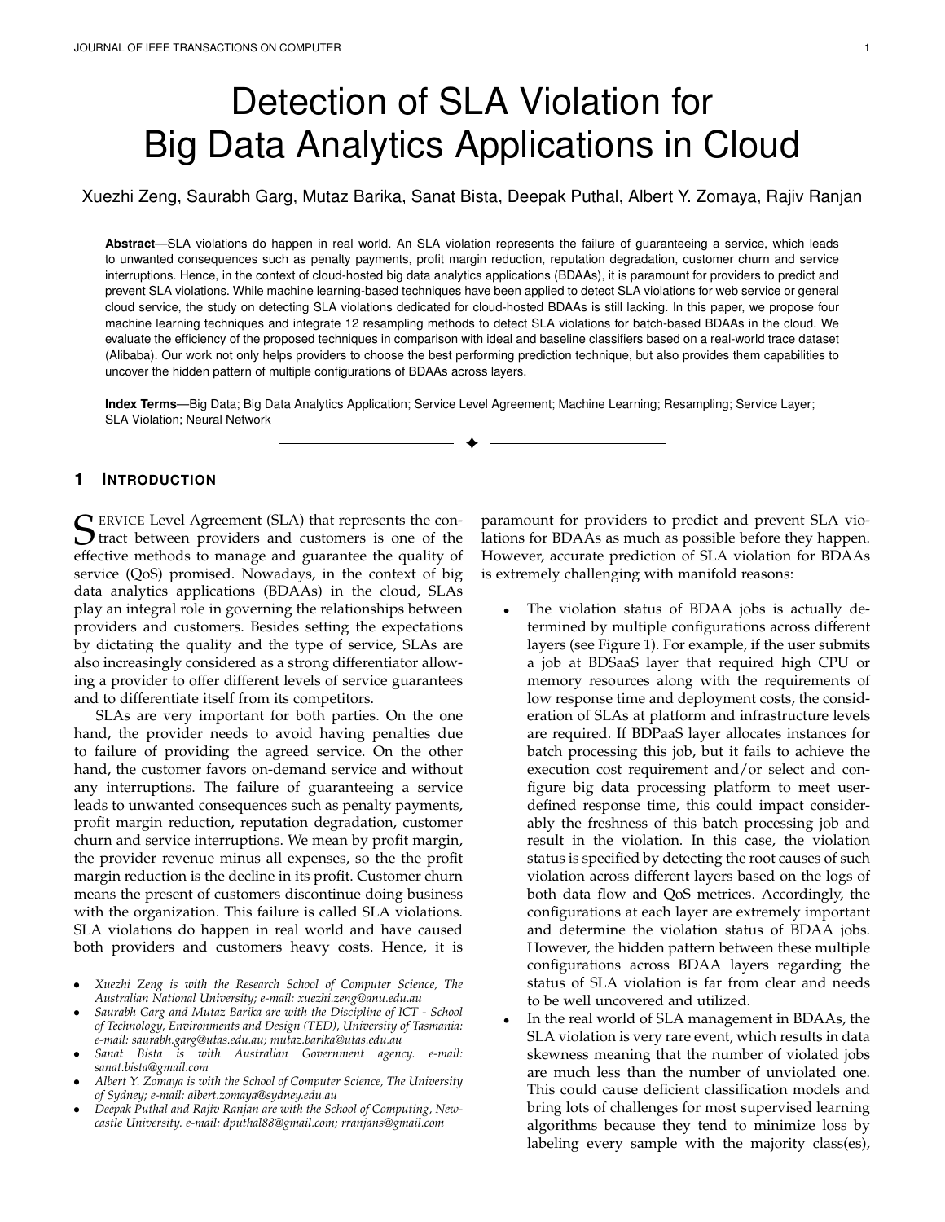# Detection of SLA Violation for Big Data Analytics Applications in Cloud

Xuezhi Zeng, Saurabh Garg, Mutaz Barika, Sanat Bista, Deepak Puthal, Albert Y. Zomaya, Rajiv Ranjan

**Abstract**—SLA violations do happen in real world. An SLA violation represents the failure of guaranteeing a service, which leads to unwanted consequences such as penalty payments, profit margin reduction, reputation degradation, customer churn and service interruptions. Hence, in the context of cloud-hosted big data analytics applications (BDAAs), it is paramount for providers to predict and prevent SLA violations. While machine learning-based techniques have been applied to detect SLA violations for web service or general cloud service, the study on detecting SLA violations dedicated for cloud-hosted BDAAs is still lacking. In this paper, we propose four machine learning techniques and integrate 12 resampling methods to detect SLA violations for batch-based BDAAs in the cloud. We evaluate the efficiency of the proposed techniques in comparison with ideal and baseline classifiers based on a real-world trace dataset (Alibaba). Our work not only helps providers to choose the best performing prediction technique, but also provides them capabilities to uncover the hidden pattern of multiple configurations of BDAAs across layers.

**Index Terms**—Big Data; Big Data Analytics Application; Service Level Agreement; Machine Learning; Resampling; Service Layer; SLA Violation; Neural Network

## 1 Introduction

Service Level Agreement (SLA) that represents the contract between providers and customers is one of the effective methods to manage and guarantee the quality of service (QoS) promised. Nowadays, in the context of big data analytics applications (BDAAs) in the cloud, SLAs play an integral role in governing the relationships between providers and customers. Besides setting the expectations by dictating the quality and the type of service, SLAs are also increasingly considered as a strong differentiator allowing a provider to offer different levels of service guarantees and to differentiate itself from its competitors.

SLAs are very important for both parties. On the one hand, the provider needs to avoid having penalties due to failure of providing the agreed service. On the other hand, the customer favors on-demand service and without any interruptions. The failure of guaranteeing a service leads to unwanted consequences such as penalty payments, profit margin reduction, reputation degradation, customer churn and service interruptions. We mean by profit margin, the provider revenue minus all expenses, so the the profit margin reduction is the decline in its profit. Customer churn means the present of customers discontinue doing business with the organization. This failure is called SLA violations. SLA violations do happen in real world and have caused both providers and customers heavy costs. Hence, it is paramount for providers to predict and prevent SLA violations for BDAAs as much as possible before they happen. However, accurate prediction of SLA violation for BDAAs is extremely challenging with manifold reasons:

- The violation status of BDAA jobs is actually determined by multiple configurations across different layers (see Figure 1). For example, if the user submits a job at BDSaaS layer that required high CPU or memory resources along with the requirements of low response time and deployment costs, the consideration of SLAs at platform and infrastructure levels are required. If BDPaaS layer allocates instances for batch processing this job, but it fails to achieve the execution cost requirement and/or select and configure big data processing platform to meet user-defined response time, this could impact considerably the freshness of this batch processing job and result in the violation. In this case, the violation status is specified by detecting the root causes of such violation across different layers based on the logs of both data flow and QoS metrices. Accordingly, the configurations at each layer are extremely important and determine the violation status of BDAA jobs. However, the hidden pattern between these multiple configurations across BDAA layers regarding the status of SLA violation is far from clear and needs to be well uncovered and utilized.
- In the real world of SLA management in BDAAs, the SLA violation is very rare event, which results in data skewness meaning that the number of violated jobs are much less than the number of unviolated one. This could cause deficient classification models and bring lots of challenges for most supervised learning algorithms because they tend to minimize loss by labeling every sample with the majority class(es),

---

- *Xuezhi Zeng is with the Research School of Computer Science, The Australian National University; e-mail: xuezhi.zeng@anu.edu.au*
- *Saurabh Garg and Mutaz Barika are with the Discipline of ICT - School of Technology, Environments and Design (TED), University of Tasmania: e-mail: saurabh.garg@utas.edu.au; mutaz.barika@utas.edu.au*
- *Sanat Bista is with Australian Government agency. e-mail: sanat.bista@gmail.com*
- *Albert Y. Zomaya is with the School of Computer Science, The University of Sydney; e-mail: albert.zomaya@sydney.edu.au*
- *Deepak Puthal and Rajiv Ranjan are with the School of Computing, Newcastle University. e-mail: dputhal88@gmail.com; rranjans@gmail.com*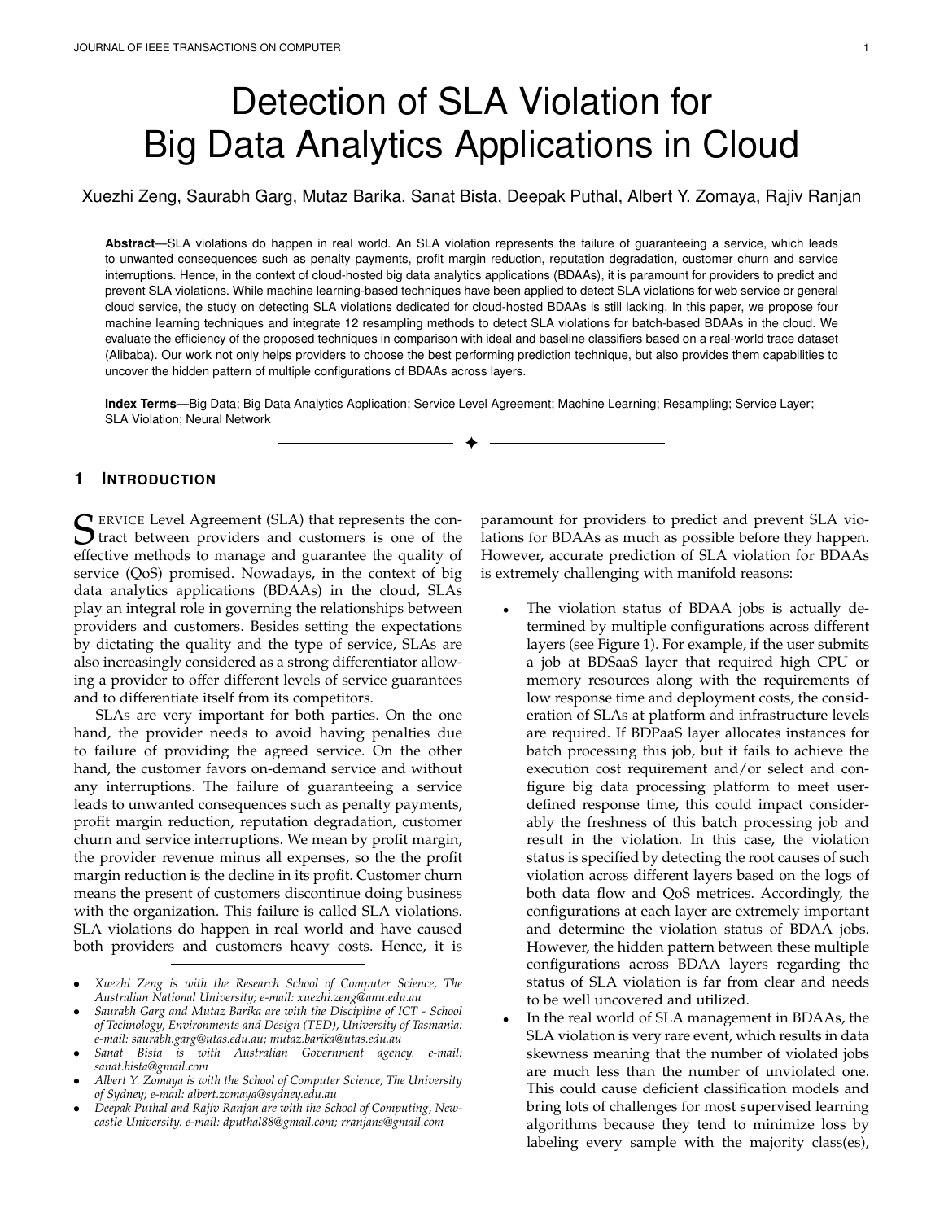# Detection of SLA Violation for Big Data Analytics Applications in Cloud

Xuezhi Zeng, Saurabh Garg, Mutaz Barika, Sanat Bista, Deepak Puthal, Albert Y. Zomaya, Rajiv Ranjan

**Abstract**—SLA violations do happen in real world. An SLA violation represents the failure of guaranteeing a service, which leads to unwanted consequences such as penalty payments, profit margin reduction, reputation degradation, customer churn and service interruptions. Hence, in the context of cloud-hosted big data analytics applications (BDAAs), it is paramount for providers to predict and prevent SLA violations. While machine learning-based techniques have been applied to detect SLA violations for web service or general cloud service, the study on detecting SLA violations dedicated for cloud-hosted BDAAs is still lacking. In this paper, we propose four machine learning techniques and integrate 12 resampling methods to detect SLA violations for batch-based BDAAs in the cloud. We evaluate the efficiency of the proposed techniques in comparison with ideal and baseline classifiers based on a real-world trace dataset (Alibaba). Our work not only helps providers to choose the best performing prediction technique, but also provides them capabilities to uncover the hidden pattern of multiple configurations of BDAAs across layers.

**Index Terms**—Big Data; Big Data Analytics Application; Service Level Agreement; Machine Learning; Resampling; Service Layer; SLA Violation; Neural Network

## 1 Introduction

Service Level Agreement (SLA) that represents the contract between providers and customers is one of the effective methods to manage and guarantee the quality of service (QoS) promised. Nowadays, in the context of big data analytics applications (BDAAs) in the cloud, SLAs play an integral role in governing the relationships between providers and customers. Besides setting the expectations by dictating the quality and the type of service, SLAs are also increasingly considered as a strong differentiator allowing a provider to offer different levels of service guarantees and to differentiate itself from its competitors.

SLAs are very important for both parties. On the one hand, the provider needs to avoid having penalties due to failure of providing the agreed service. On the other hand, the customer favors on-demand service and without any interruptions. The failure of guaranteeing a service leads to unwanted consequences such as penalty payments, profit margin reduction, reputation degradation, customer churn and service interruptions. We mean by profit margin, the provider revenue minus all expenses, so the the profit margin reduction is the decline in its profit. Customer churn means the present of customers discontinue doing business with the organization. This failure is called SLA violations. SLA violations do happen in real world and have caused both providers and customers heavy costs. Hence, it is paramount for providers to predict and prevent SLA violations for BDAAs as much as possible before they happen. However, accurate prediction of SLA violation for BDAAs is extremely challenging with manifold reasons:

- The violation status of BDAA jobs is actually determined by multiple configurations across different layers (see Figure 1). For example, if the user submits a job at BDSaaS layer that required high CPU or memory resources along with the requirements of low response time and deployment costs, the consideration of SLAs at platform and infrastructure levels are required. If BDPaaS layer allocates instances for batch processing this job, but it fails to achieve the execution cost requirement and/or select and configure big data processing platform to meet user-defined response time, this could impact considerably the freshness of this batch processing job and result in the violation. In this case, the violation status is specified by detecting the root causes of such violation across different layers based on the logs of both data flow and QoS metrices. Accordingly, the configurations at each layer are extremely important and determine the violation status of BDAA jobs. However, the hidden pattern between these multiple configurations across BDAA layers regarding the status of SLA violation is far from clear and needs to be well uncovered and utilized.
- In the real world of SLA management in BDAAs, the SLA violation is very rare event, which results in data skewness meaning that the number of violated jobs are much less than the number of unviolated one. This could cause deficient classification models and bring lots of challenges for most supervised learning algorithms because they tend to minimize loss by labeling every sample with the majority class(es),

---

- *Xuezhi Zeng is with the Research School of Computer Science, The Australian National University; e-mail: xuezhi.zeng@anu.edu.au*
- *Saurabh Garg and Mutaz Barika are with the Discipline of ICT - School of Technology, Environments and Design (TED), University of Tasmania: e-mail: saurabh.garg@utas.edu.au; mutaz.barika@utas.edu.au*
- *Sanat Bista is with Australian Government agency. e-mail: sanat.bista@gmail.com*
- *Albert Y. Zomaya is with the School of Computer Science, The University of Sydney; e-mail: albert.zomaya@sydney.edu.au*
- *Deepak Puthal and Rajiv Ranjan are with the School of Computing, Newcastle University. e-mail: dputhal88@gmail.com; rranjans@gmail.com*